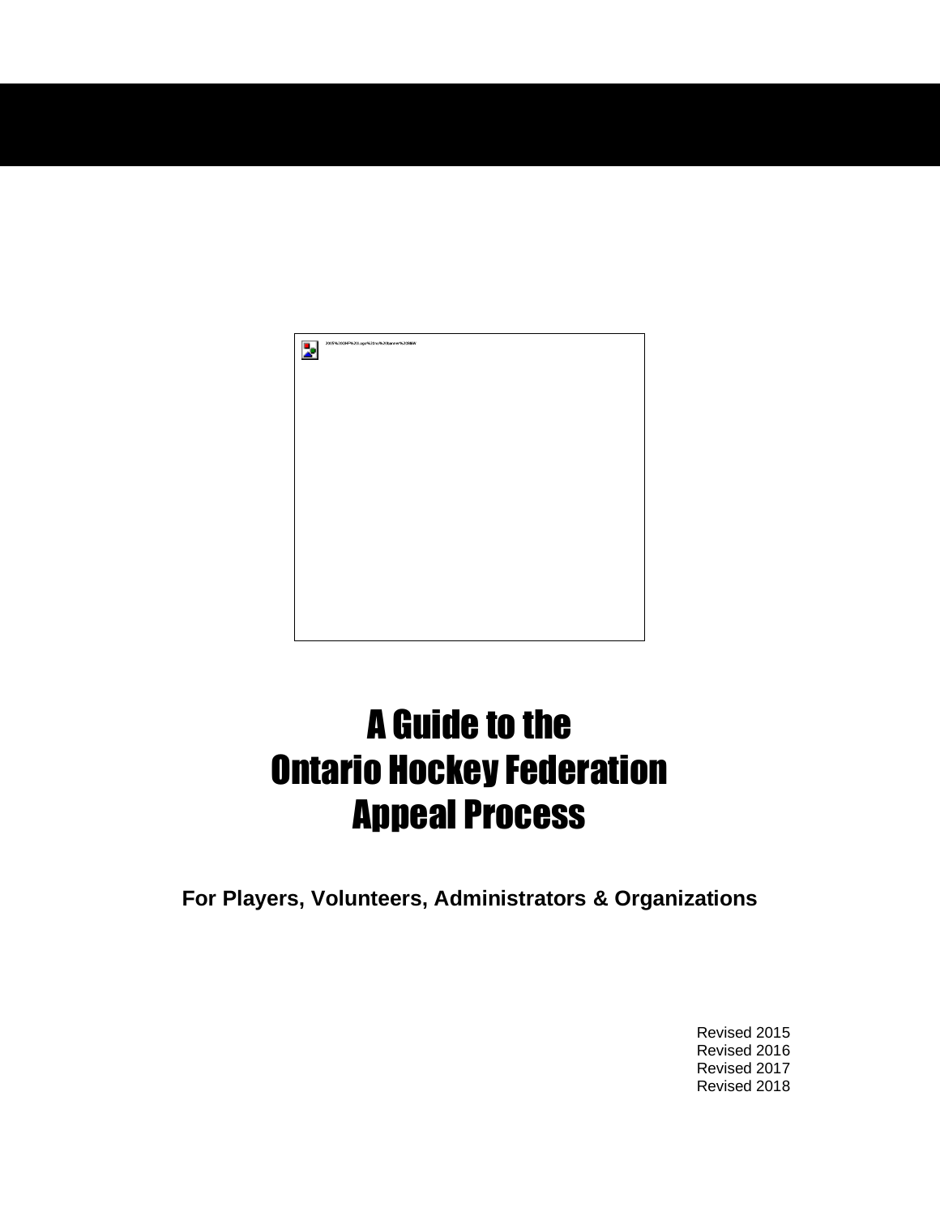# A Guide to the Ontario Hockey Federation Appeal Process

**For Players, Volunteers, Administrators & Organizations**

Revised 2015
Revised 2016
Revised 2017
Revised 2018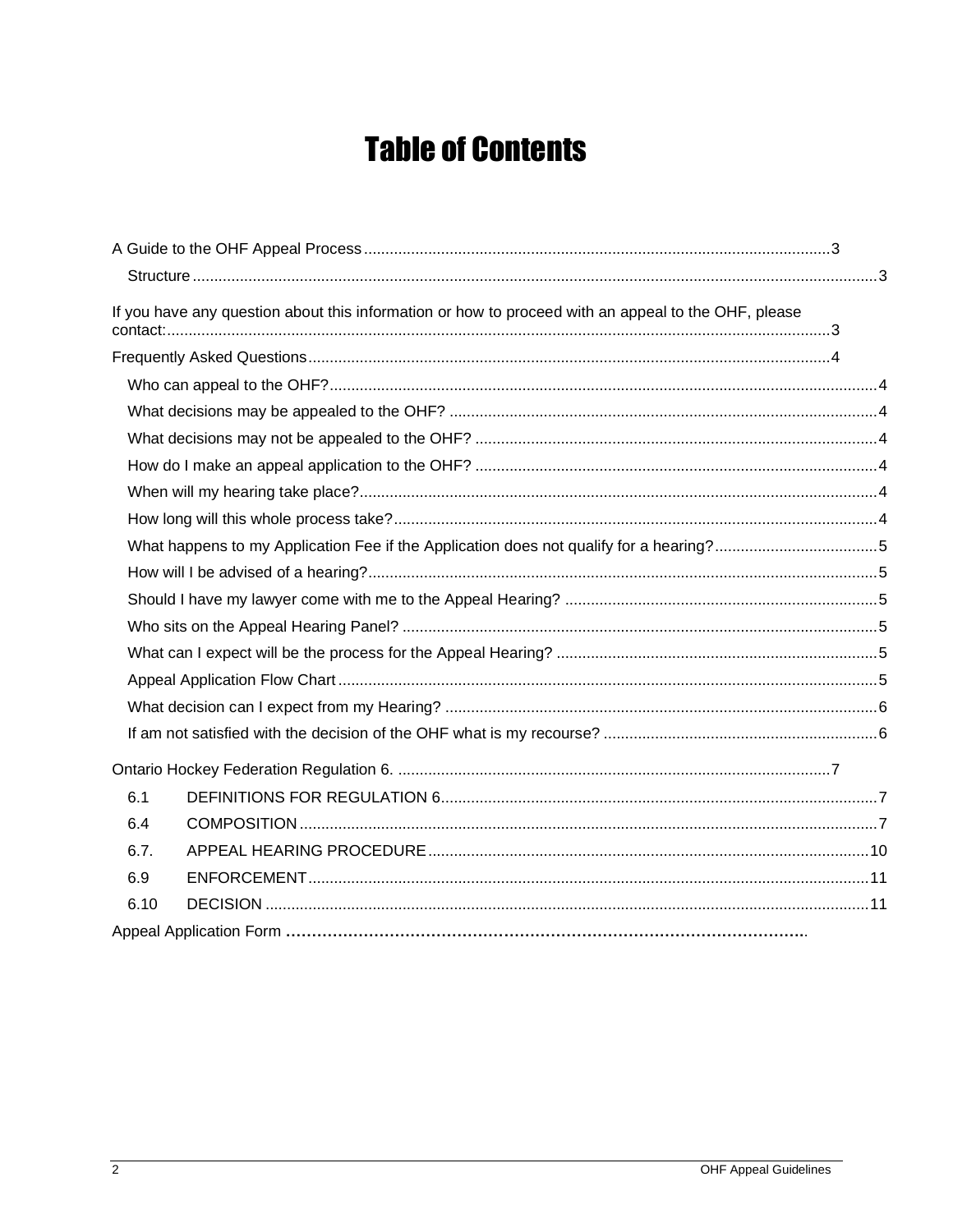# Table of Contents

A Guide to the OHF Appeal Process ........................................................................................................3

Structure ........................................................................................................................................3

If you have any question about this information or how to proceed with an appeal to the OHF, please contact: .........................................................................................................................................3

Frequently Asked Questions ........................................................................................................4

Who can appeal to the OHF? ........................................................................................................4

What decisions may be appealed to the OHF? ............................................................................4

What decisions may not be appealed to the OHF? ......................................................................4

How do I make an appeal application to the OHF? ......................................................................4

When will my hearing take place? .................................................................................................4

How long will this whole process take? ........................................................................................4

What happens to my Application Fee if the Application does not qualify for a hearing? ...............5

How will I be advised of a hearing? ...............................................................................................5

Should I have my lawyer come with me to the Appeal Hearing? ..................................................5

Who sits on the Appeal Hearing Panel? .......................................................................................5

What can I expect will be the process for the Appeal Hearing? ....................................................5

Appeal Application Flow Chart ......................................................................................................5

What decision can I expect from my Hearing? ..............................................................................6

If am not satisfied with the decision of the OHF what is my recourse? .........................................6

Ontario Hockey Federation Regulation 6. ......................................................................................7

6.1 DEFINITIONS FOR REGULATION 6 ..........................................................................................7

6.4 COMPOSITION ............................................................................................................................7

6.7. APPEAL HEARING PROCEDURE ...........................................................................................10

6.9 ENFORCEMENT .......................................................................................................................11

6.10 DECISION ................................................................................................................................11

Appeal Application Form ..........................................................................................................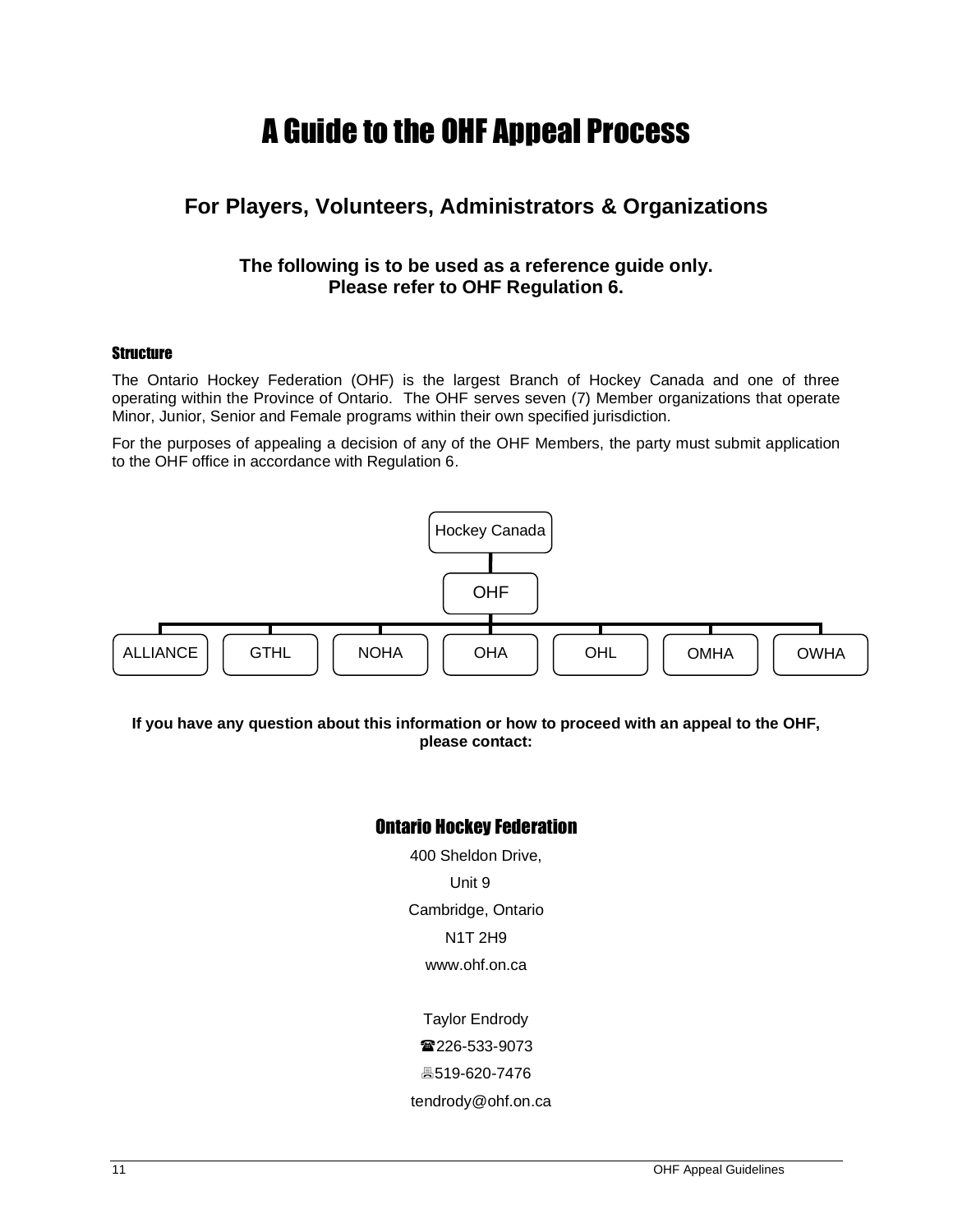# A Guide to the OHF Appeal Process

## For Players, Volunteers, Administrators & Organizations

**The following is to be used as a reference guide only.**
**Please refer to OHF Regulation 6.**

### Structure

The Ontario Hockey Federation (OHF) is the largest Branch of Hockey Canada and one of three operating within the Province of Ontario. The OHF serves seven (7) Member organizations that operate Minor, Junior, Senior and Female programs within their own specified jurisdiction.

For the purposes of appealing a decision of any of the OHF Members, the party must submit application to the OHF office in accordance with Regulation 6.

Hockey Canada

OHF

ALLIANCE | GTHL | NOHA | OHA | OHL | OMHA | OWHA

**If you have any question about this information or how to proceed with an appeal to the OHF, please contact:**

## Ontario Hockey Federation

400 Sheldon Drive,
Unit 9
Cambridge, Ontario
N1T 2H9
www.ohf.on.ca

Taylor Endrody
☎226-533-9073
🖷519-620-7476
tendrody@ohf.on.ca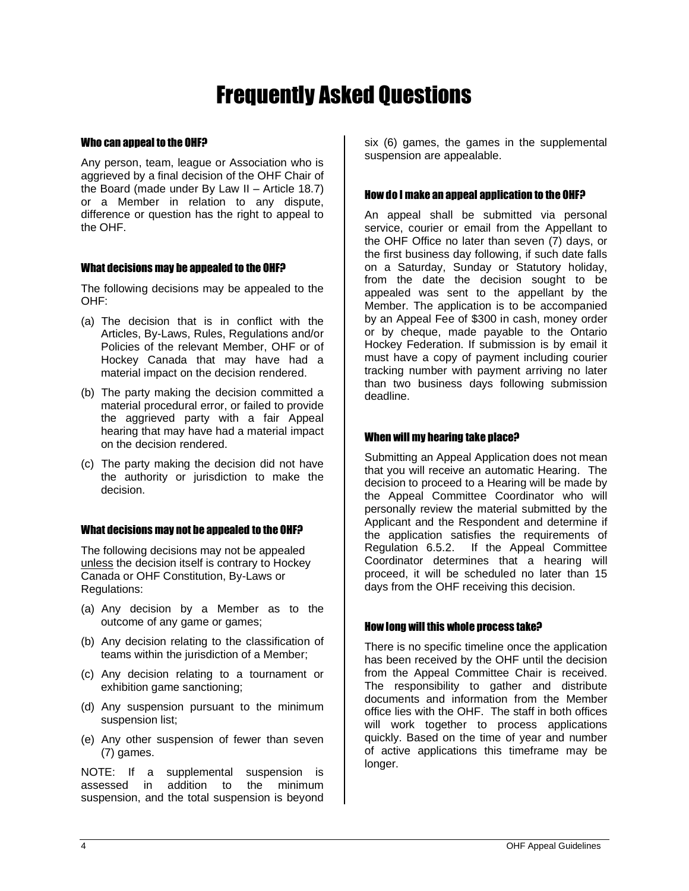# Frequently Asked Questions

### Who can appeal to the OHF?

Any person, team, league or Association who is aggrieved by a final decision of the OHF Chair of the Board (made under By Law II – Article 18.7) or a Member in relation to any dispute, difference or question has the right to appeal to the OHF.

### What decisions may be appealed to the OHF?

The following decisions may be appealed to the OHF:

(a) The decision that is in conflict with the Articles, By-Laws, Rules, Regulations and/or Policies of the relevant Member, OHF or of Hockey Canada that may have had a material impact on the decision rendered.

(b) The party making the decision committed a material procedural error, or failed to provide the aggrieved party with a fair Appeal hearing that may have had a material impact on the decision rendered.

(c) The party making the decision did not have the authority or jurisdiction to make the decision.

### What decisions may not be appealed to the OHF?

The following decisions may not be appealed <u>unless</u> the decision itself is contrary to Hockey Canada or OHF Constitution, By-Laws or Regulations:

(a) Any decision by a Member as to the outcome of any game or games;

(b) Any decision relating to the classification of teams within the jurisdiction of a Member;

(c) Any decision relating to a tournament or exhibition game sanctioning;

(d) Any suspension pursuant to the minimum suspension list;

(e) Any other suspension of fewer than seven (7) games.

NOTE: If a supplemental suspension is assessed in addition to the minimum suspension, and the total suspension is beyond six (6) games, the games in the supplemental suspension are appealable.

### How do I make an appeal application to the OHF?

An appeal shall be submitted via personal service, courier or email from the Appellant to the OHF Office no later than seven (7) days, or the first business day following, if such date falls on a Saturday, Sunday or Statutory holiday, from the date the decision sought to be appealed was sent to the appellant by the Member. The application is to be accompanied by an Appeal Fee of $300 in cash, money order or by cheque, made payable to the Ontario Hockey Federation. If submission is by email it must have a copy of payment including courier tracking number with payment arriving no later than two business days following submission deadline.

### When will my hearing take place?

Submitting an Appeal Application does not mean that you will receive an automatic Hearing. The decision to proceed to a Hearing will be made by the Appeal Committee Coordinator who will personally review the material submitted by the Applicant and the Respondent and determine if the application satisfies the requirements of Regulation 6.5.2. If the Appeal Committee Coordinator determines that a hearing will proceed, it will be scheduled no later than 15 days from the OHF receiving this decision.

### How long will this whole process take?

There is no specific timeline once the application has been received by the OHF until the decision from the Appeal Committee Chair is received. The responsibility to gather and distribute documents and information from the Member office lies with the OHF. The staff in both offices will work together to process applications quickly. Based on the time of year and number of active applications this timeframe may be longer.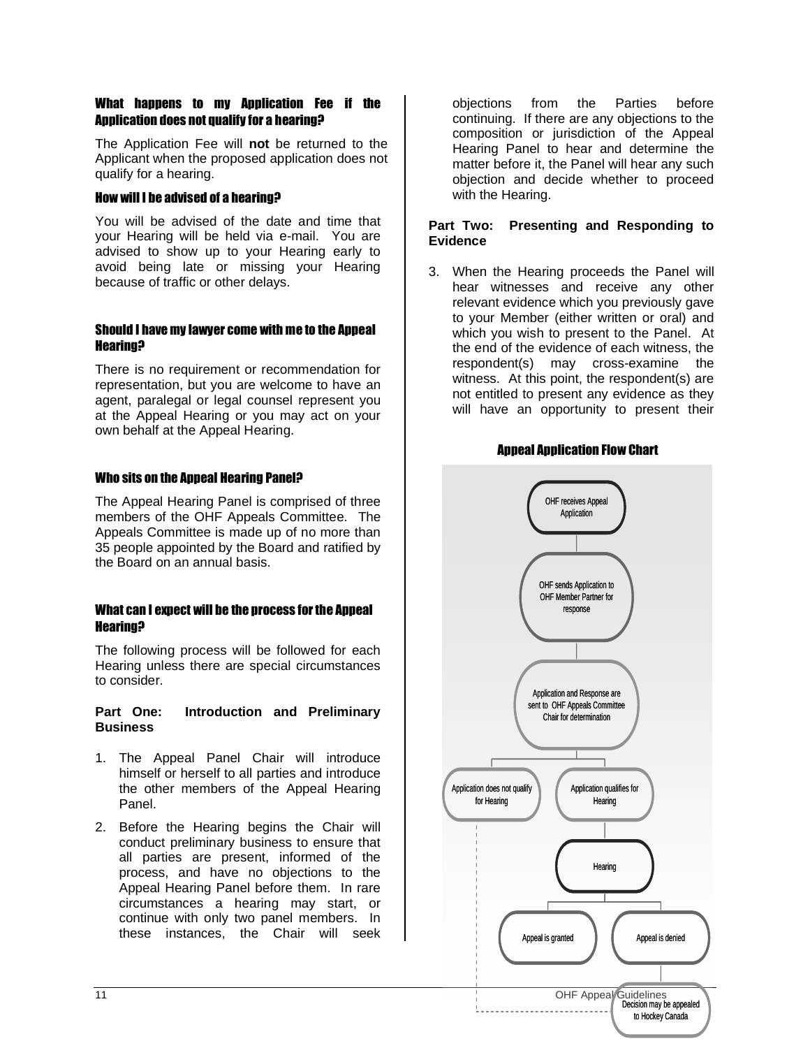### What happens to my Application Fee if the Application does not qualify for a hearing?

The Application Fee will **not** be returned to the Applicant when the proposed application does not qualify for a hearing.

### How will I be advised of a hearing?

You will be advised of the date and time that your Hearing will be held via e-mail. You are advised to show up to your Hearing early to avoid being late or missing your Hearing because of traffic or other delays.

### Should I have my lawyer come with me to the Appeal Hearing?

There is no requirement or recommendation for representation, but you are welcome to have an agent, paralegal or legal counsel represent you at the Appeal Hearing or you may act on your own behalf at the Appeal Hearing.

### Who sits on the Appeal Hearing Panel?

The Appeal Hearing Panel is comprised of three members of the OHF Appeals Committee. The Appeals Committee is made up of no more than 35 people appointed by the Board and ratified by the Board on an annual basis.

### What can I expect will be the process for the Appeal Hearing?

The following process will be followed for each Hearing unless there are special circumstances to consider.

**Part One: Introduction and Preliminary Business**

1. The Appeal Panel Chair will introduce himself or herself to all parties and introduce the other members of the Appeal Hearing Panel.
2. Before the Hearing begins the Chair will conduct preliminary business to ensure that all parties are present, informed of the process, and have no objections to the Appeal Hearing Panel before them. In rare circumstances a hearing may start, or continue with only two panel members. In these instances, the Chair will seek objections from the Parties before continuing. If there are any objections to the composition or jurisdiction of the Appeal Hearing Panel to hear and determine the matter before it, the Panel will hear any such objection and decide whether to proceed with the Hearing.

**Part Two: Presenting and Responding to Evidence**

3. When the Hearing proceeds the Panel will hear witnesses and receive any other relevant evidence which you previously gave to your Member (either written or oral) and which you wish to present to the Panel. At the end of the evidence of each witness, the respondent(s) may cross-examine the witness. At this point, the respondent(s) are not entitled to present any evidence as they will have an opportunity to present their

### Appeal Application Flow Chart

- OHF receives Appeal Application
- OHF sends Application to OHF Member Partner for response
- Application and Response are sent to OHF Appeals Committee Chair for determination
  - Application does not qualify for Hearing → Decision may be appealed to Hockey Canada
  - Application qualifies for Hearing
    - Hearing
      - Appeal is granted
      - Appeal is denied → Decision may be appealed to Hockey Canada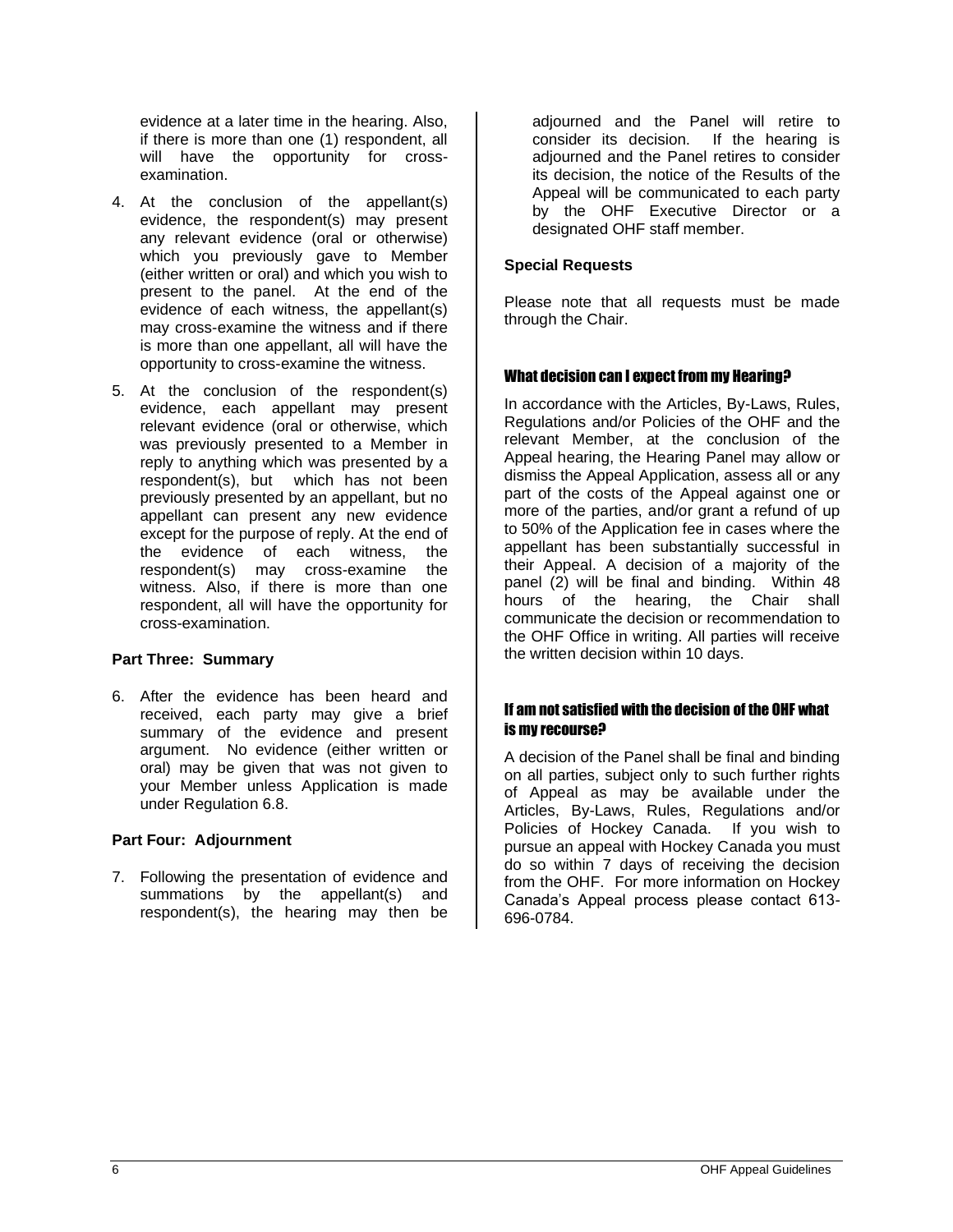evidence at a later time in the hearing. Also, if there is more than one (1) respondent, all will have the opportunity for cross-examination.

4. At the conclusion of the appellant(s) evidence, the respondent(s) may present any relevant evidence (oral or otherwise) which you previously gave to Member (either written or oral) and which you wish to present to the panel. At the end of the evidence of each witness, the appellant(s) may cross-examine the witness and if there is more than one appellant, all will have the opportunity to cross-examine the witness.

5. At the conclusion of the respondent(s) evidence, each appellant may present relevant evidence (oral or otherwise, which was previously presented to a Member in reply to anything which was presented by a respondent(s), but which has not been previously presented by an appellant, but no appellant can present any new evidence except for the purpose of reply. At the end of the evidence of each witness, the respondent(s) may cross-examine the witness. Also, if there is more than one respondent, all will have the opportunity for cross-examination.

**Part Three: Summary**

6. After the evidence has been heard and received, each party may give a brief summary of the evidence and present argument. No evidence (either written or oral) may be given that was not given to your Member unless Application is made under Regulation 6.8.

**Part Four: Adjournment**

7. Following the presentation of evidence and summations by the appellant(s) and respondent(s), the hearing may then be adjourned and the Panel will retire to consider its decision. If the hearing is adjourned and the Panel retires to consider its decision, the notice of the Results of the Appeal will be communicated to each party by the OHF Executive Director or a designated OHF staff member.

**Special Requests**

Please note that all requests must be made through the Chair.

### What decision can I expect from my Hearing?

In accordance with the Articles, By-Laws, Rules, Regulations and/or Policies of the OHF and the relevant Member, at the conclusion of the Appeal hearing, the Hearing Panel may allow or dismiss the Appeal Application, assess all or any part of the costs of the Appeal against one or more of the parties, and/or grant a refund of up to 50% of the Application fee in cases where the appellant has been substantially successful in their Appeal. A decision of a majority of the panel (2) will be final and binding. Within 48 hours of the hearing, the Chair shall communicate the decision or recommendation to the OHF Office in writing. All parties will receive the written decision within 10 days.

### If am not satisfied with the decision of the OHF what is my recourse?

A decision of the Panel shall be final and binding on all parties, subject only to such further rights of Appeal as may be available under the Articles, By-Laws, Rules, Regulations and/or Policies of Hockey Canada. If you wish to pursue an appeal with Hockey Canada you must do so within 7 days of receiving the decision from the OHF. For more information on Hockey Canada's Appeal process please contact 613-696-0784.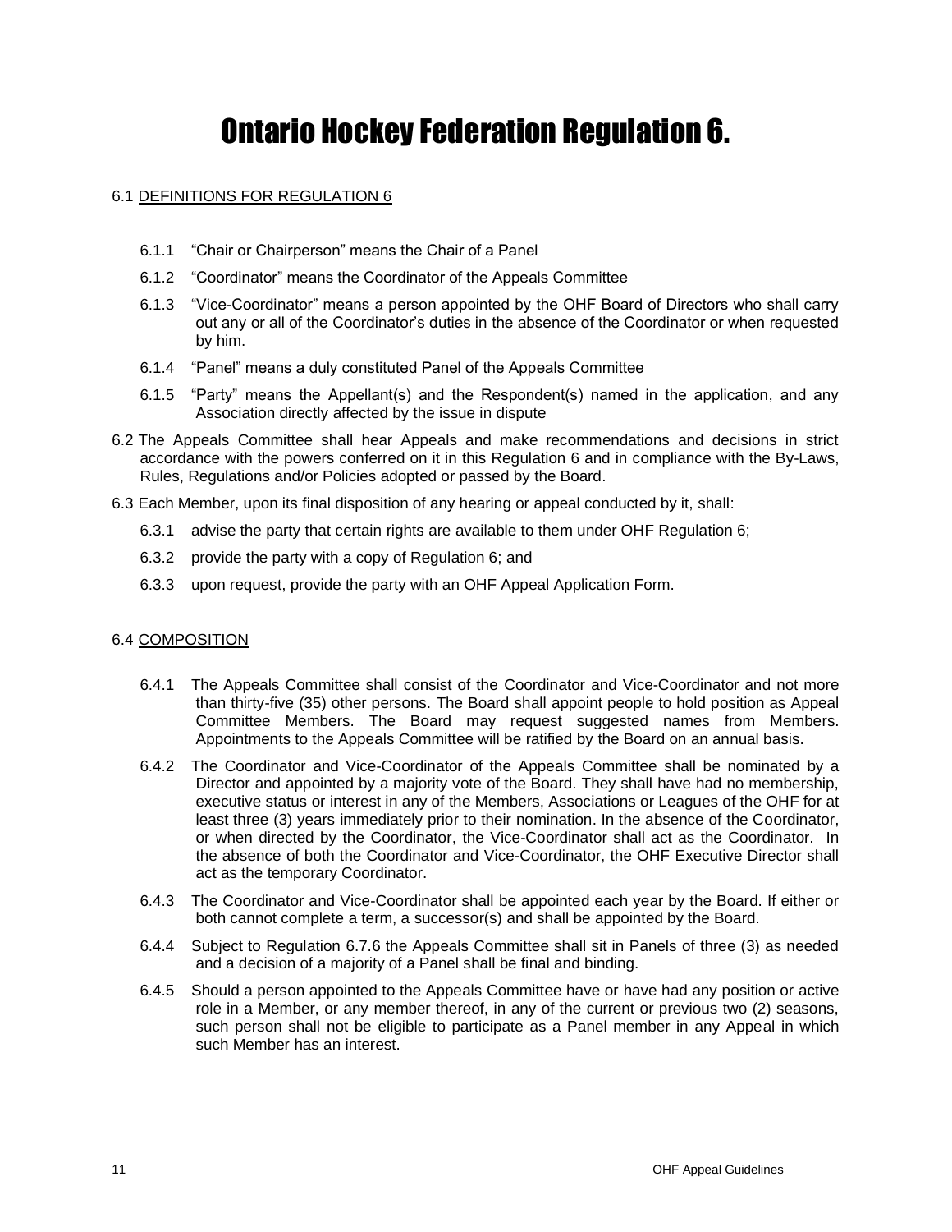# Ontario Hockey Federation Regulation 6.

6.1 DEFINITIONS FOR REGULATION 6

- 6.1.1 "Chair or Chairperson" means the Chair of a Panel
- 6.1.2 "Coordinator" means the Coordinator of the Appeals Committee
- 6.1.3 "Vice-Coordinator" means a person appointed by the OHF Board of Directors who shall carry out any or all of the Coordinator's duties in the absence of the Coordinator or when requested by him.
- 6.1.4 "Panel" means a duly constituted Panel of the Appeals Committee
- 6.1.5 "Party" means the Appellant(s) and the Respondent(s) named in the application, and any Association directly affected by the issue in dispute

6.2 The Appeals Committee shall hear Appeals and make recommendations and decisions in strict accordance with the powers conferred on it in this Regulation 6 and in compliance with the By-Laws, Rules, Regulations and/or Policies adopted or passed by the Board.

6.3 Each Member, upon its final disposition of any hearing or appeal conducted by it, shall:

- 6.3.1 advise the party that certain rights are available to them under OHF Regulation 6;
- 6.3.2 provide the party with a copy of Regulation 6; and
- 6.3.3 upon request, provide the party with an OHF Appeal Application Form.

6.4 COMPOSITION

- 6.4.1 The Appeals Committee shall consist of the Coordinator and Vice-Coordinator and not more than thirty-five (35) other persons. The Board shall appoint people to hold position as Appeal Committee Members. The Board may request suggested names from Members. Appointments to the Appeals Committee will be ratified by the Board on an annual basis.
- 6.4.2 The Coordinator and Vice-Coordinator of the Appeals Committee shall be nominated by a Director and appointed by a majority vote of the Board. They shall have had no membership, executive status or interest in any of the Members, Associations or Leagues of the OHF for at least three (3) years immediately prior to their nomination. In the absence of the Coordinator, or when directed by the Coordinator, the Vice-Coordinator shall act as the Coordinator. In the absence of both the Coordinator and Vice-Coordinator, the OHF Executive Director shall act as the temporary Coordinator.
- 6.4.3 The Coordinator and Vice-Coordinator shall be appointed each year by the Board. If either or both cannot complete a term, a successor(s) and shall be appointed by the Board.
- 6.4.4 Subject to Regulation 6.7.6 the Appeals Committee shall sit in Panels of three (3) as needed and a decision of a majority of a Panel shall be final and binding.
- 6.4.5 Should a person appointed to the Appeals Committee have or have had any position or active role in a Member, or any member thereof, in any of the current or previous two (2) seasons, such person shall not be eligible to participate as a Panel member in any Appeal in which such Member has an interest.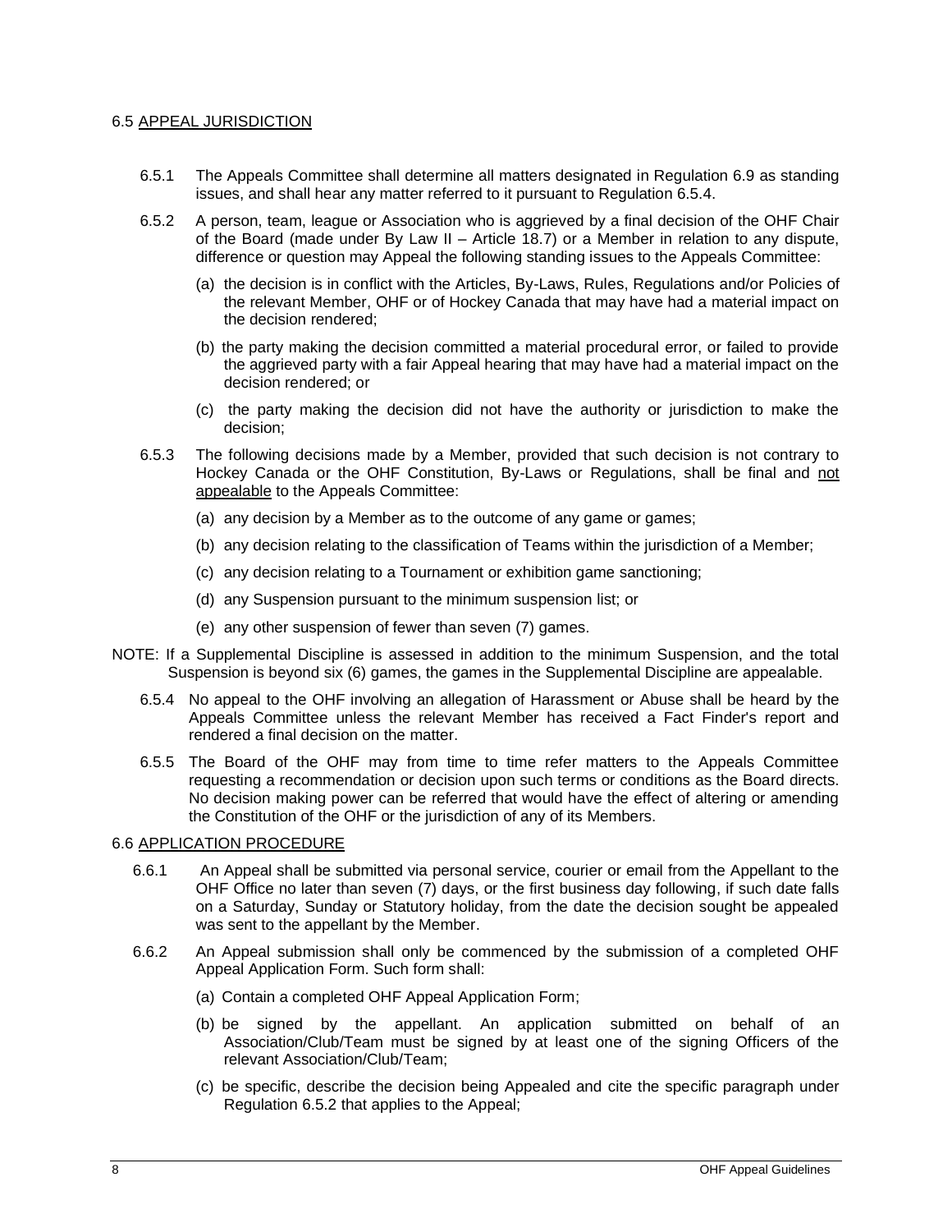## 6.5 <u>APPEAL JURISDICTION</u>

6.5.1 The Appeals Committee shall determine all matters designated in Regulation 6.9 as standing issues, and shall hear any matter referred to it pursuant to Regulation 6.5.4.

6.5.2 A person, team, league or Association who is aggrieved by a final decision of the OHF Chair of the Board (made under By Law II – Article 18.7) or a Member in relation to any dispute, difference or question may Appeal the following standing issues to the Appeals Committee:

- (a) the decision is in conflict with the Articles, By-Laws, Rules, Regulations and/or Policies of the relevant Member, OHF or of Hockey Canada that may have had a material impact on the decision rendered;
- (b) the party making the decision committed a material procedural error, or failed to provide the aggrieved party with a fair Appeal hearing that may have had a material impact on the decision rendered; or
- (c) the party making the decision did not have the authority or jurisdiction to make the decision;

6.5.3 The following decisions made by a Member, provided that such decision is not contrary to Hockey Canada or the OHF Constitution, By-Laws or Regulations, shall be final and <u>not appealable</u> to the Appeals Committee:

- (a) any decision by a Member as to the outcome of any game or games;
- (b) any decision relating to the classification of Teams within the jurisdiction of a Member;
- (c) any decision relating to a Tournament or exhibition game sanctioning;
- (d) any Suspension pursuant to the minimum suspension list; or
- (e) any other suspension of fewer than seven (7) games.

NOTE: If a Supplemental Discipline is assessed in addition to the minimum Suspension, and the total Suspension is beyond six (6) games, the games in the Supplemental Discipline are appealable.

6.5.4 No appeal to the OHF involving an allegation of Harassment or Abuse shall be heard by the Appeals Committee unless the relevant Member has received a Fact Finder's report and rendered a final decision on the matter.

6.5.5 The Board of the OHF may from time to time refer matters to the Appeals Committee requesting a recommendation or decision upon such terms or conditions as the Board directs. No decision making power can be referred that would have the effect of altering or amending the Constitution of the OHF or the jurisdiction of any of its Members.

## 6.6 <u>APPLICATION PROCEDURE</u>

6.6.1 An Appeal shall be submitted via personal service, courier or email from the Appellant to the OHF Office no later than seven (7) days, or the first business day following, if such date falls on a Saturday, Sunday or Statutory holiday, from the date the decision sought be appealed was sent to the appellant by the Member.

6.6.2 An Appeal submission shall only be commenced by the submission of a completed OHF Appeal Application Form. Such form shall:

- (a) Contain a completed OHF Appeal Application Form;
- (b) be signed by the appellant. An application submitted on behalf of an Association/Club/Team must be signed by at least one of the signing Officers of the relevant Association/Club/Team;
- (c) be specific, describe the decision being Appealed and cite the specific paragraph under Regulation 6.5.2 that applies to the Appeal;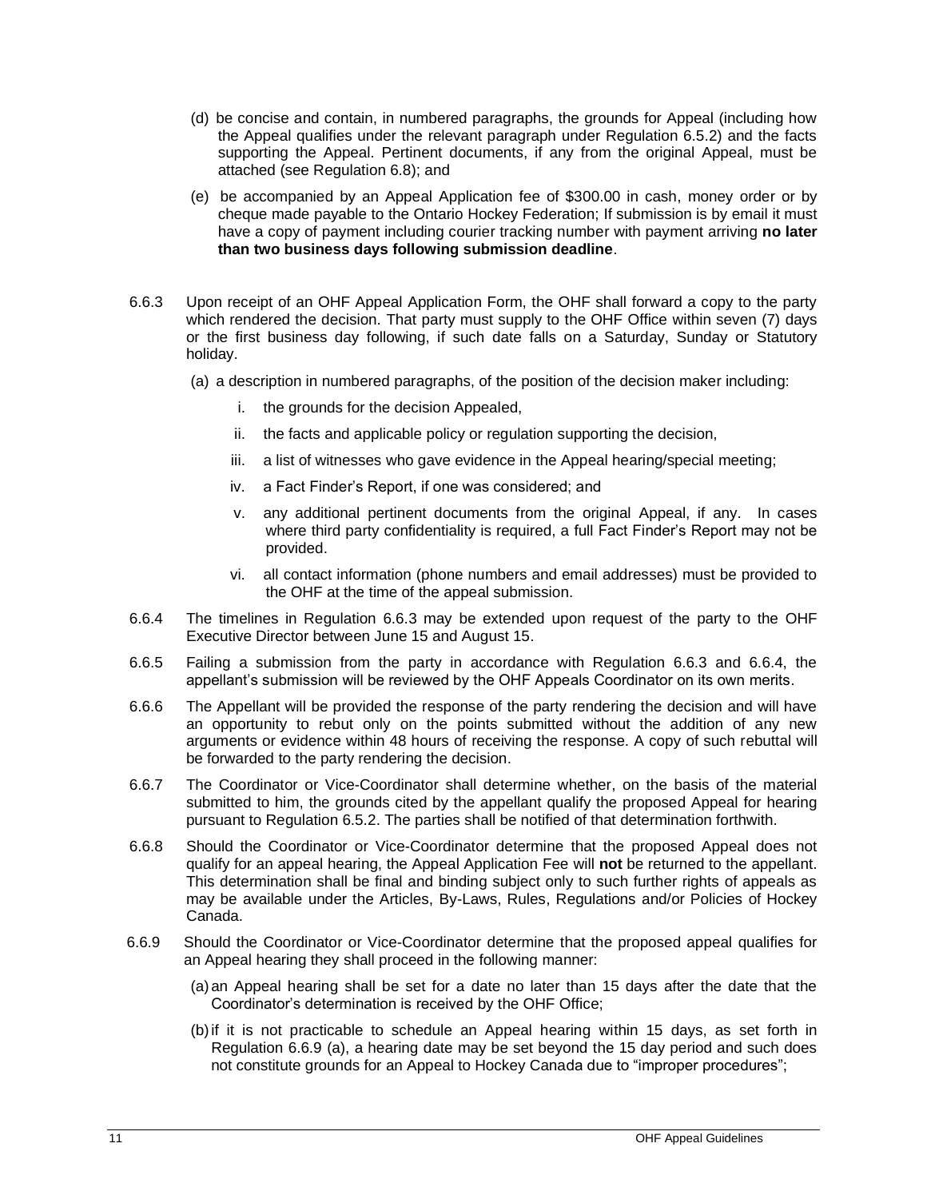(d) be concise and contain, in numbered paragraphs, the grounds for Appeal (including how the Appeal qualifies under the relevant paragraph under Regulation 6.5.2) and the facts supporting the Appeal. Pertinent documents, if any from the original Appeal, must be attached (see Regulation 6.8); and

(e) be accompanied by an Appeal Application fee of $300.00 in cash, money order or by cheque made payable to the Ontario Hockey Federation; If submission is by email it must have a copy of payment including courier tracking number with payment arriving **no later than two business days following submission deadline**.

6.6.3 Upon receipt of an OHF Appeal Application Form, the OHF shall forward a copy to the party which rendered the decision. That party must supply to the OHF Office within seven (7) days or the first business day following, if such date falls on a Saturday, Sunday or Statutory holiday.

(a) a description in numbered paragraphs, of the position of the decision maker including:

i. the grounds for the decision Appealed,

ii. the facts and applicable policy or regulation supporting the decision,

iii. a list of witnesses who gave evidence in the Appeal hearing/special meeting;

iv. a Fact Finder's Report, if one was considered; and

v. any additional pertinent documents from the original Appeal, if any. In cases where third party confidentiality is required, a full Fact Finder's Report may not be provided.

vi. all contact information (phone numbers and email addresses) must be provided to the OHF at the time of the appeal submission.

6.6.4 The timelines in Regulation 6.6.3 may be extended upon request of the party to the OHF Executive Director between June 15 and August 15.

6.6.5 Failing a submission from the party in accordance with Regulation 6.6.3 and 6.6.4, the appellant's submission will be reviewed by the OHF Appeals Coordinator on its own merits.

6.6.6 The Appellant will be provided the response of the party rendering the decision and will have an opportunity to rebut only on the points submitted without the addition of any new arguments or evidence within 48 hours of receiving the response. A copy of such rebuttal will be forwarded to the party rendering the decision.

6.6.7 The Coordinator or Vice-Coordinator shall determine whether, on the basis of the material submitted to him, the grounds cited by the appellant qualify the proposed Appeal for hearing pursuant to Regulation 6.5.2. The parties shall be notified of that determination forthwith.

6.6.8 Should the Coordinator or Vice-Coordinator determine that the proposed Appeal does not qualify for an appeal hearing, the Appeal Application Fee will **not** be returned to the appellant. This determination shall be final and binding subject only to such further rights of appeals as may be available under the Articles, By-Laws, Rules, Regulations and/or Policies of Hockey Canada.

6.6.9 Should the Coordinator or Vice-Coordinator determine that the proposed appeal qualifies for an Appeal hearing they shall proceed in the following manner:

(a) an Appeal hearing shall be set for a date no later than 15 days after the date that the Coordinator's determination is received by the OHF Office;

(b) if it is not practicable to schedule an Appeal hearing within 15 days, as set forth in Regulation 6.6.9 (a), a hearing date may be set beyond the 15 day period and such does not constitute grounds for an Appeal to Hockey Canada due to "improper procedures";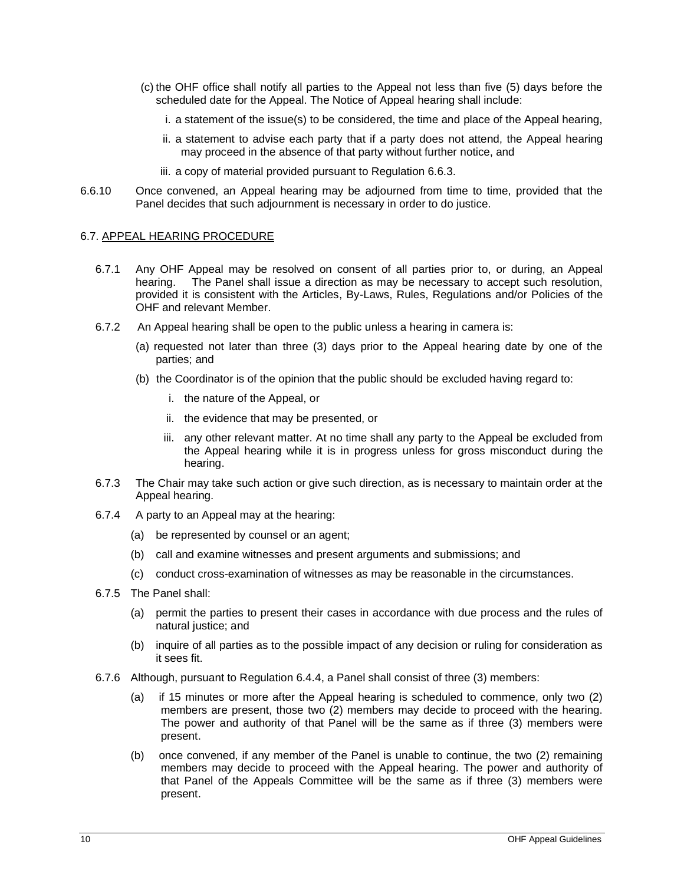(c) the OHF office shall notify all parties to the Appeal not less than five (5) days before the scheduled date for the Appeal. The Notice of Appeal hearing shall include:

   i. a statement of the issue(s) to be considered, the time and place of the Appeal hearing,

   ii. a statement to advise each party that if a party does not attend, the Appeal hearing may proceed in the absence of that party without further notice, and

   iii. a copy of material provided pursuant to Regulation 6.6.3.

6.6.10 Once convened, an Appeal hearing may be adjourned from time to time, provided that the Panel decides that such adjournment is necessary in order to do justice.

## 6.7. APPEAL HEARING PROCEDURE

6.7.1 Any OHF Appeal may be resolved on consent of all parties prior to, or during, an Appeal hearing. The Panel shall issue a direction as may be necessary to accept such resolution, provided it is consistent with the Articles, By-Laws, Rules, Regulations and/or Policies of the OHF and relevant Member.

6.7.2 An Appeal hearing shall be open to the public unless a hearing in camera is:

(a) requested not later than three (3) days prior to the Appeal hearing date by one of the parties; and

(b) the Coordinator is of the opinion that the public should be excluded having regard to:

   i. the nature of the Appeal, or

   ii. the evidence that may be presented, or

   iii. any other relevant matter. At no time shall any party to the Appeal be excluded from the Appeal hearing while it is in progress unless for gross misconduct during the hearing.

6.7.3 The Chair may take such action or give such direction, as is necessary to maintain order at the Appeal hearing.

6.7.4 A party to an Appeal may at the hearing:

(a) be represented by counsel or an agent;

(b) call and examine witnesses and present arguments and submissions; and

(c) conduct cross-examination of witnesses as may be reasonable in the circumstances.

6.7.5 The Panel shall:

(a) permit the parties to present their cases in accordance with due process and the rules of natural justice; and

(b) inquire of all parties as to the possible impact of any decision or ruling for consideration as it sees fit.

6.7.6 Although, pursuant to Regulation 6.4.4, a Panel shall consist of three (3) members:

(a) if 15 minutes or more after the Appeal hearing is scheduled to commence, only two (2) members are present, those two (2) members may decide to proceed with the hearing. The power and authority of that Panel will be the same as if three (3) members were present.

(b) once convened, if any member of the Panel is unable to continue, the two (2) remaining members may decide to proceed with the Appeal hearing. The power and authority of that Panel of the Appeals Committee will be the same as if three (3) members were present.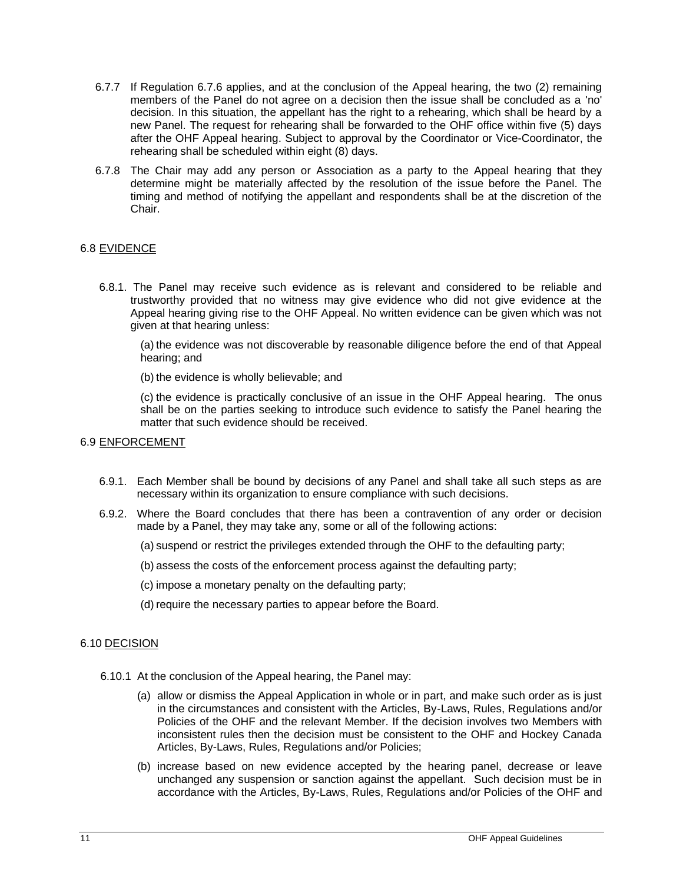6.7.7 If Regulation 6.7.6 applies, and at the conclusion of the Appeal hearing, the two (2) remaining members of the Panel do not agree on a decision then the issue shall be concluded as a 'no' decision. In this situation, the appellant has the right to a rehearing, which shall be heard by a new Panel. The request for rehearing shall be forwarded to the OHF office within five (5) days after the OHF Appeal hearing. Subject to approval by the Coordinator or Vice-Coordinator, the rehearing shall be scheduled within eight (8) days.

6.7.8 The Chair may add any person or Association as a party to the Appeal hearing that they determine might be materially affected by the resolution of the issue before the Panel. The timing and method of notifying the appellant and respondents shall be at the discretion of the Chair.

## 6.8 EVIDENCE

6.8.1. The Panel may receive such evidence as is relevant and considered to be reliable and trustworthy provided that no witness may give evidence who did not give evidence at the Appeal hearing giving rise to the OHF Appeal. No written evidence can be given which was not given at that hearing unless:

(a) the evidence was not discoverable by reasonable diligence before the end of that Appeal hearing; and

(b) the evidence is wholly believable; and

(c) the evidence is practically conclusive of an issue in the OHF Appeal hearing. The onus shall be on the parties seeking to introduce such evidence to satisfy the Panel hearing the matter that such evidence should be received.

## 6.9 ENFORCEMENT

6.9.1. Each Member shall be bound by decisions of any Panel and shall take all such steps as are necessary within its organization to ensure compliance with such decisions.

6.9.2. Where the Board concludes that there has been a contravention of any order or decision made by a Panel, they may take any, some or all of the following actions:

(a) suspend or restrict the privileges extended through the OHF to the defaulting party;

(b) assess the costs of the enforcement process against the defaulting party;

(c) impose a monetary penalty on the defaulting party;

(d) require the necessary parties to appear before the Board.

## 6.10 DECISION

6.10.1 At the conclusion of the Appeal hearing, the Panel may:

(a) allow or dismiss the Appeal Application in whole or in part, and make such order as is just in the circumstances and consistent with the Articles, By-Laws, Rules, Regulations and/or Policies of the OHF and the relevant Member. If the decision involves two Members with inconsistent rules then the decision must be consistent to the OHF and Hockey Canada Articles, By-Laws, Rules, Regulations and/or Policies;

(b) increase based on new evidence accepted by the hearing panel, decrease or leave unchanged any suspension or sanction against the appellant. Such decision must be in accordance with the Articles, By-Laws, Rules, Regulations and/or Policies of the OHF and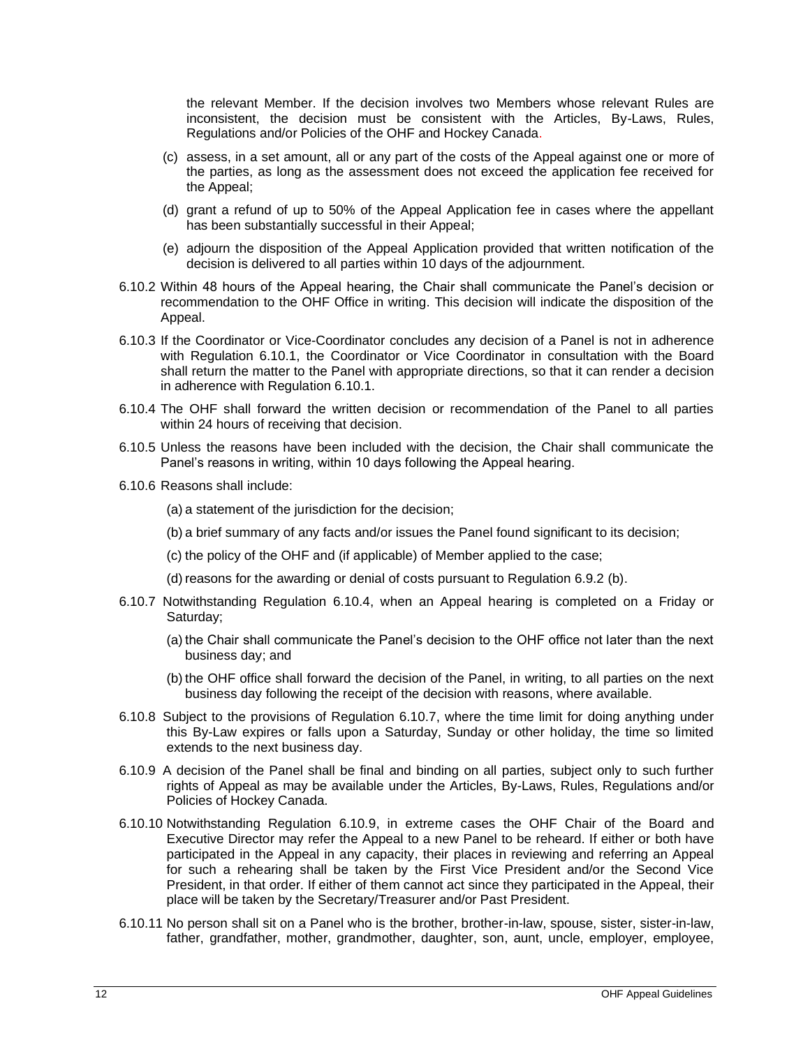the relevant Member. If the decision involves two Members whose relevant Rules are inconsistent, the decision must be consistent with the Articles, By-Laws, Rules, Regulations and/or Policies of the OHF and Hockey Canada.

(c) assess, in a set amount, all or any part of the costs of the Appeal against one or more of the parties, as long as the assessment does not exceed the application fee received for the Appeal;

(d) grant a refund of up to 50% of the Appeal Application fee in cases where the appellant has been substantially successful in their Appeal;

(e) adjourn the disposition of the Appeal Application provided that written notification of the decision is delivered to all parties within 10 days of the adjournment.

6.10.2 Within 48 hours of the Appeal hearing, the Chair shall communicate the Panel's decision or recommendation to the OHF Office in writing. This decision will indicate the disposition of the Appeal.

6.10.3 If the Coordinator or Vice-Coordinator concludes any decision of a Panel is not in adherence with Regulation 6.10.1, the Coordinator or Vice Coordinator in consultation with the Board shall return the matter to the Panel with appropriate directions, so that it can render a decision in adherence with Regulation 6.10.1.

6.10.4 The OHF shall forward the written decision or recommendation of the Panel to all parties within 24 hours of receiving that decision.

6.10.5 Unless the reasons have been included with the decision, the Chair shall communicate the Panel's reasons in writing, within 10 days following the Appeal hearing.

6.10.6 Reasons shall include:

(a) a statement of the jurisdiction for the decision;

(b) a brief summary of any facts and/or issues the Panel found significant to its decision;

(c) the policy of the OHF and (if applicable) of Member applied to the case;

(d) reasons for the awarding or denial of costs pursuant to Regulation 6.9.2 (b).

6.10.7 Notwithstanding Regulation 6.10.4, when an Appeal hearing is completed on a Friday or Saturday;

(a) the Chair shall communicate the Panel's decision to the OHF office not later than the next business day; and

(b) the OHF office shall forward the decision of the Panel, in writing, to all parties on the next business day following the receipt of the decision with reasons, where available.

6.10.8 Subject to the provisions of Regulation 6.10.7, where the time limit for doing anything under this By-Law expires or falls upon a Saturday, Sunday or other holiday, the time so limited extends to the next business day.

6.10.9 A decision of the Panel shall be final and binding on all parties, subject only to such further rights of Appeal as may be available under the Articles, By-Laws, Rules, Regulations and/or Policies of Hockey Canada.

6.10.10 Notwithstanding Regulation 6.10.9, in extreme cases the OHF Chair of the Board and Executive Director may refer the Appeal to a new Panel to be reheard. If either or both have participated in the Appeal in any capacity, their places in reviewing and referring an Appeal for such a rehearing shall be taken by the First Vice President and/or the Second Vice President, in that order. If either of them cannot act since they participated in the Appeal, their place will be taken by the Secretary/Treasurer and/or Past President.

6.10.11 No person shall sit on a Panel who is the brother, brother-in-law, spouse, sister, sister-in-law, father, grandfather, mother, grandmother, daughter, son, aunt, uncle, employer, employee,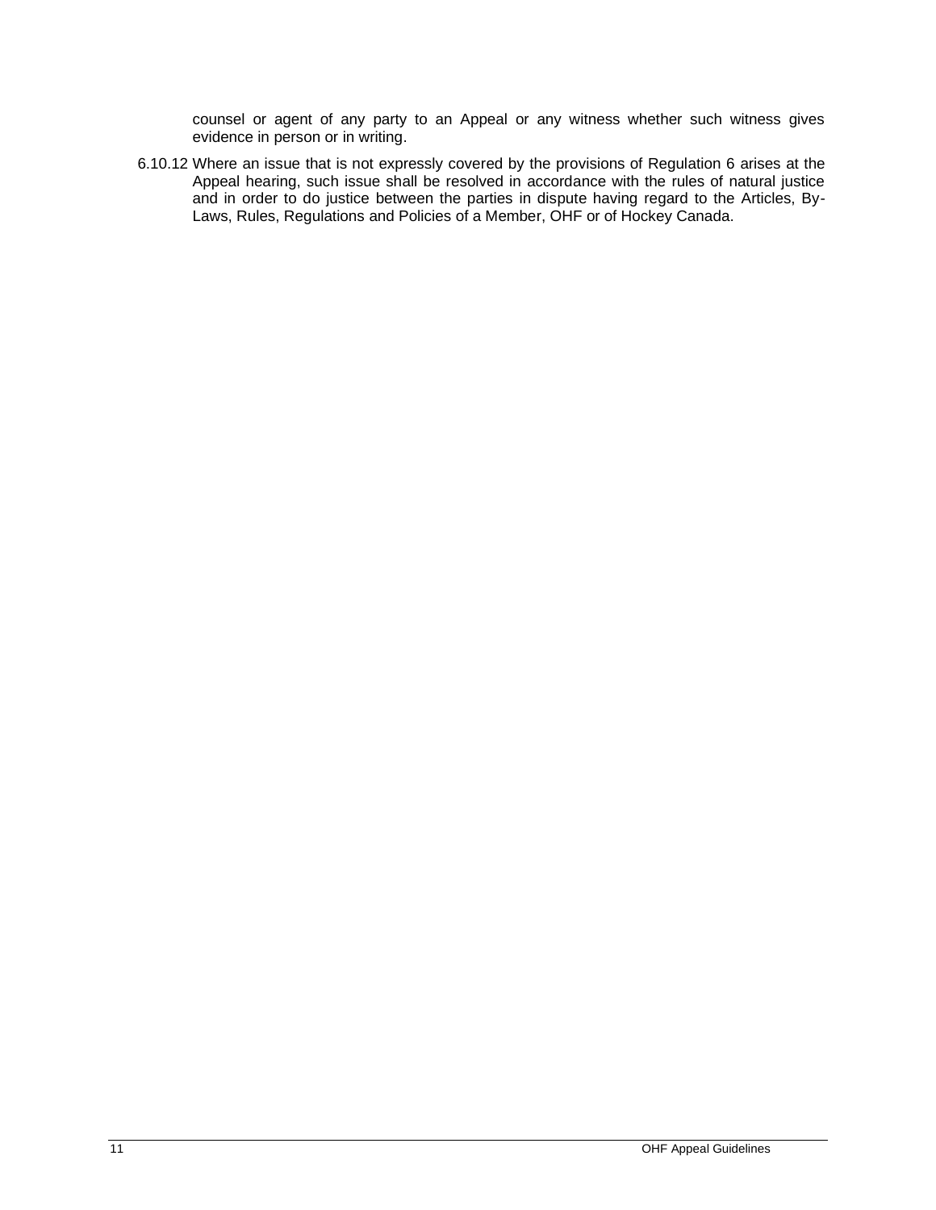counsel or agent of any party to an Appeal or any witness whether such witness gives evidence in person or in writing.

6.10.12 Where an issue that is not expressly covered by the provisions of Regulation 6 arises at the Appeal hearing, such issue shall be resolved in accordance with the rules of natural justice and in order to do justice between the parties in dispute having regard to the Articles, By-Laws, Rules, Regulations and Policies of a Member, OHF or of Hockey Canada.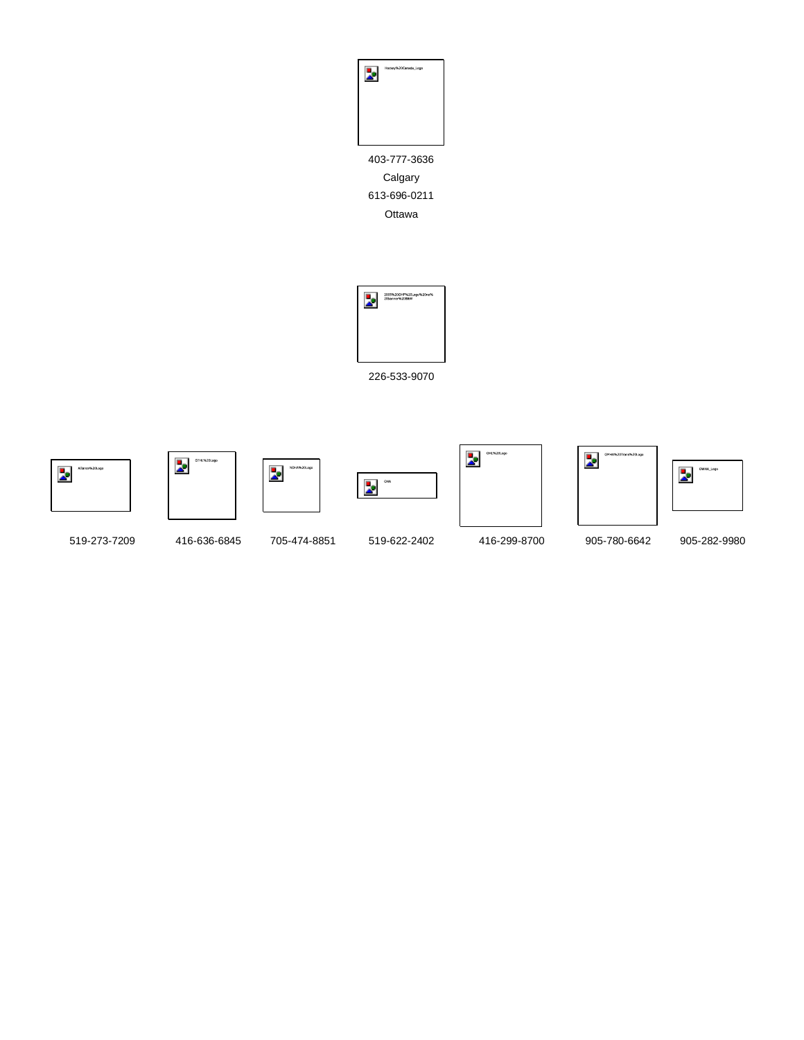403-777-3636

Calgary

613-696-0211

Ottawa

226-533-9070

519-273-7209

416-636-6845

705-474-8851

519-622-2402

416-299-8700

905-780-6642

905-282-9980